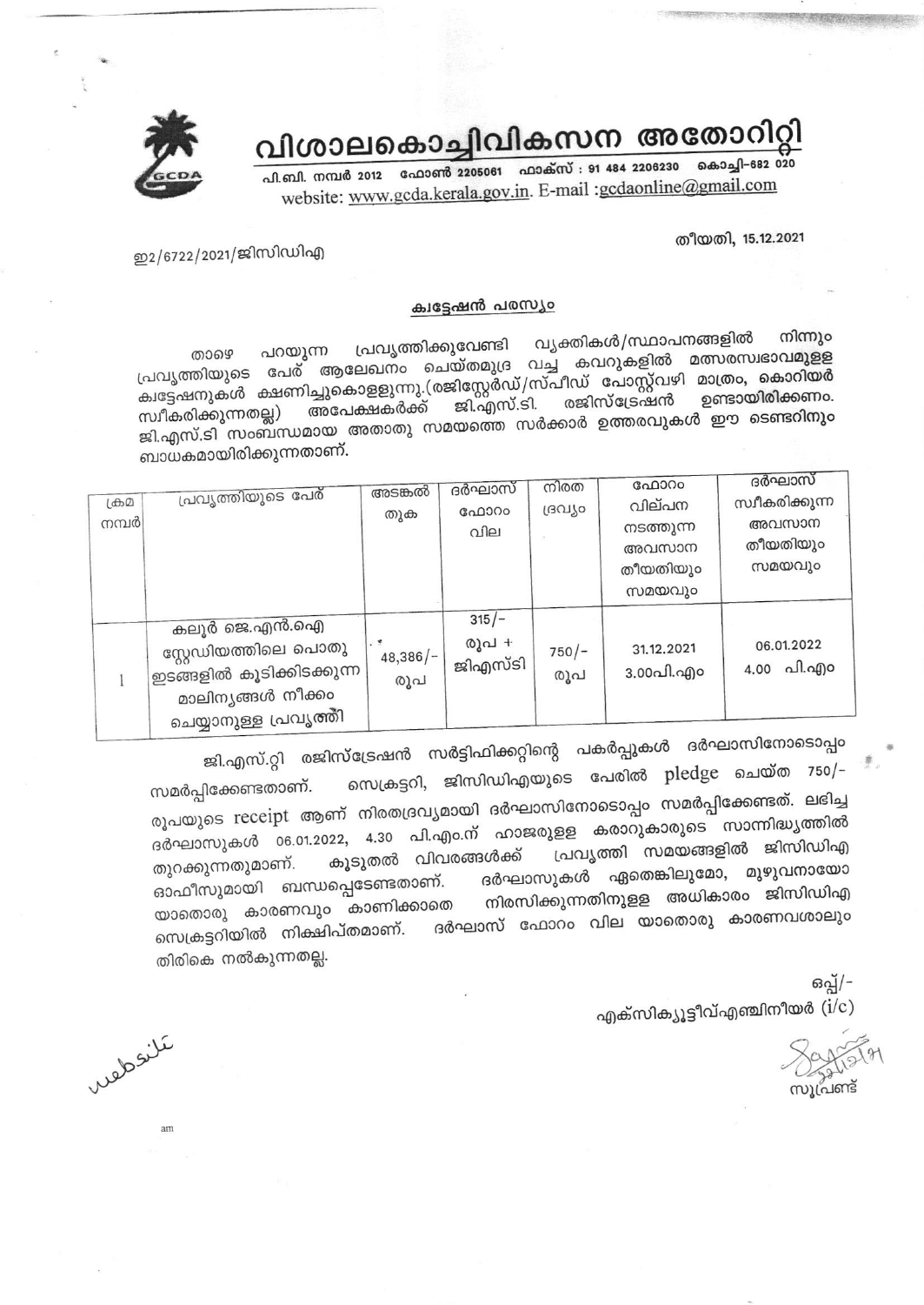# വിശാലകൊച്ചിവികസന അതോറിറ്റി

പി.ബി. നമ്പർ 2012 ഫോൺ 2205061 ഫാക്സ് : 91 484 2206230 കൊച്ചി-682 020
website: www.gcda.kerala.gov.in. E-mail :gcdaonline@gmail.com

ഇ2/6722/2021/ജിസിഡിഎ

തീയതി, 15.12.2021

## ക്വട്ടേഷൻ പരസ്യം

താഴെ പറയുന്ന പ്രവൃത്തിക്കുവേണ്ടി വ്യക്തികൾ/സ്ഥാപനങ്ങളിൽ നിന്നും പ്രവൃത്തിയുടെ പേര് ആലേഖനം ചെയ്തമുദ്ര വച്ച കവറുകളിൽ മത്സരസ്വഭാവമുള്ള ക്വട്ടേഷനുകൾ ക്ഷണിച്ചുകൊള്ളുന്നു.(രജിസ്റ്റേർഡ്/സ്പീഡ് പോസ്റ്റ്വഴി മാത്രം, കൊറിയർ സ്വീകരിക്കുന്നതല്ല) അപേക്ഷകർക്ക് ജി.എസ്.ടി. രജിസ്ട്രേഷൻ ഉണ്ടായിരിക്കണം. ജി.എസ്.ടി സംബന്ധമായ അതാതു സമയത്തെ സർക്കാർ ഉത്തരവുകൾ ഈ ടെണ്ടറിനും ബാധകമായിരിക്കുന്നതാണ്.

| ക്രമ നമ്പർ | പ്രവൃത്തിയുടെ പേര് | അടങ്കൽ തുക | ദർഘാസ് ഫോറം വില | നിരത ദ്രവ്യം | ഫോറം വില്പന നടത്തുന്ന അവസാന തീയതിയും സമയവും | ദർഘാസ് സ്വീകരിക്കുന്ന അവസാന തീയതിയും സമയവും |
|---|---|---|---|---|---|---|
| 1 | കലൂർ ജെ.എൻ.ഐ സ്റ്റേഡിയത്തിലെ പൊതു ഇടങ്ങളിൽ കൂടിക്കിടക്കുന്ന മാലിന്യങ്ങൾ നീക്കം ചെയ്യാനുള്ള പ്രവൃത്തി | 48,386/- രൂപ | 315/- രൂപ + ജിഎസ്ടി | 750/- രൂപ | 31.12.2021 3.00പി.എം | 06.01.2022 4.00 പി.എം |

ജി.എസ്.റ്റി രജിസ്ട്രേഷൻ സർട്ടിഫിക്കറ്റിന്റെ പകർപ്പുകൾ ദർഘാസിനോടൊപ്പം സമർപ്പിക്കേണ്ടതാണ്. സെക്രട്ടറി, ജിസിഡിഎയുടെ പേരിൽ pledge ചെയ്ത 750/- രൂപയുടെ receipt ആണ് നിരതദ്രവ്യമായി ദർഘാസിനോടൊപ്പം സമർപ്പിക്കേണ്ടത്. ലഭിച്ച ദർഘാസുകൾ 06.01.2022, 4.30 പി.എം.ന് ഹാജരുള്ള കരാറുകാരുടെ സാന്നിദ്ധ്യത്തിൽ തുറക്കുന്നതുമാണ്. കൂടുതൽ വിവരങ്ങൾക്ക് പ്രവൃത്തി സമയങ്ങളിൽ ജിസിഡിഎ ഓഫീസുമായി ബന്ധപ്പെടേണ്ടതാണ്. ദർഘാസുകൾ ഏതെങ്കിലുമോ, മുഴുവനായോ യാതൊരു കാരണവും കാണിക്കാതെ നിരസിക്കുന്നതിനുള്ള അധികാരം ജിസിഡിഎ സെക്രട്ടറിയിൽ നിക്ഷിപ്തമാണ്. ദർഘാസ് ഫോറം വില യാതൊരു കാരണവശാലും തിരികെ നൽകുന്നതല്ല.

ഒപ്പ്/-
എക്സിക്യൂട്ടീവ്എഞ്ചിനീയർ (i/c)

സൂപ്രണ്ട്

website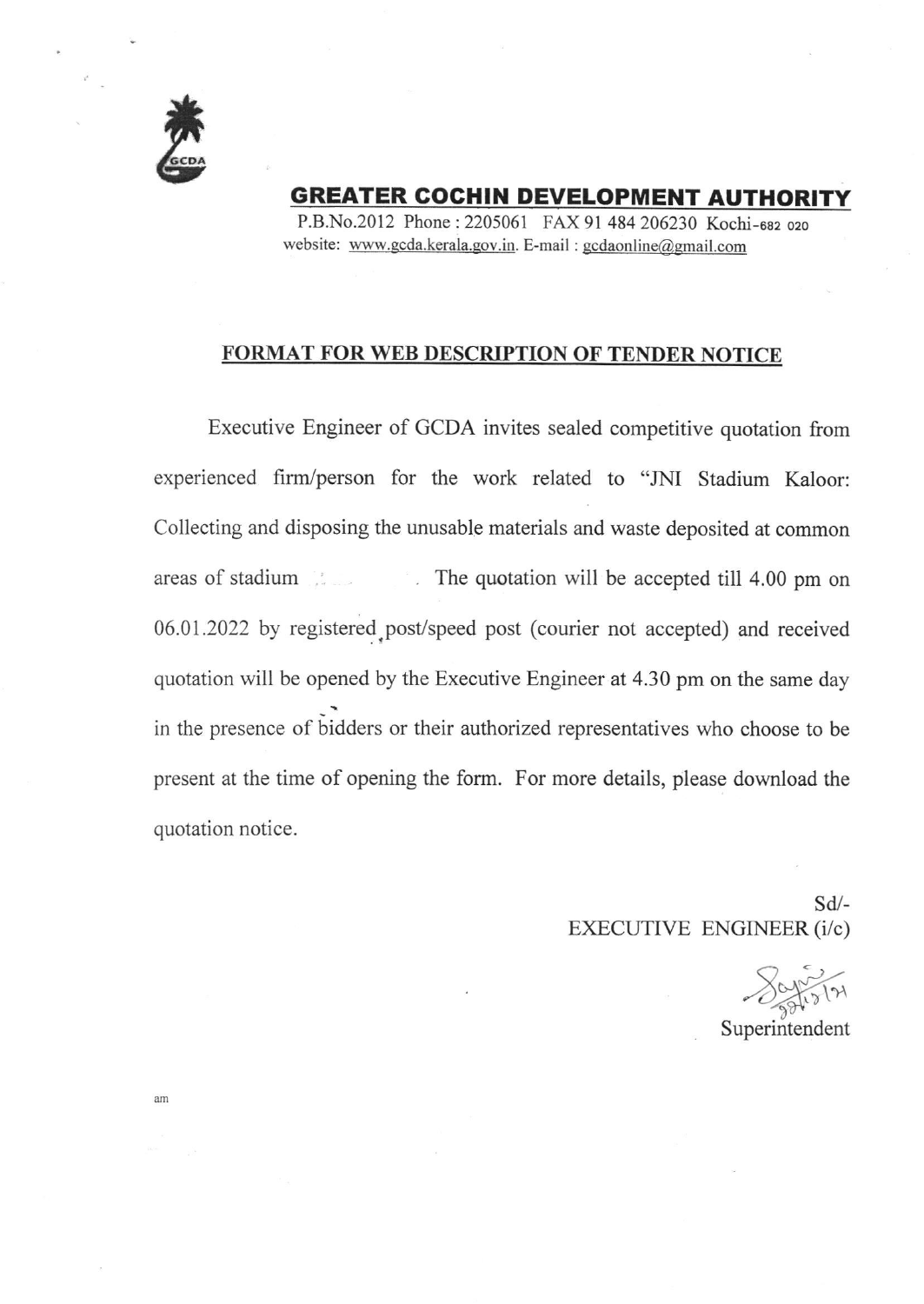# GREATER COCHIN DEVELOPMENT AUTHORITY

P.B.No.2012 Phone : 2205061 FAX 91 484 206230 Kochi-682 020
website: www.gcda.kerala.gov.in. E-mail : gcdaonline@gmail.com

## FORMAT FOR WEB DESCRIPTION OF TENDER NOTICE

Executive Engineer of GCDA invites sealed competitive quotation from experienced firm/person for the work related to "JNI Stadium Kaloor: Collecting and disposing the unusable materials and waste deposited at common areas of stadium . The quotation will be accepted till 4.00 pm on 06.01.2022 by registered post/speed post (courier not accepted) and received quotation will be opened by the Executive Engineer at 4.30 pm on the same day in the presence of bidders or their authorized representatives who choose to be present at the time of opening the form. For more details, please download the quotation notice.

Sd/-
EXECUTIVE ENGINEER (i/c)

Superintendent

am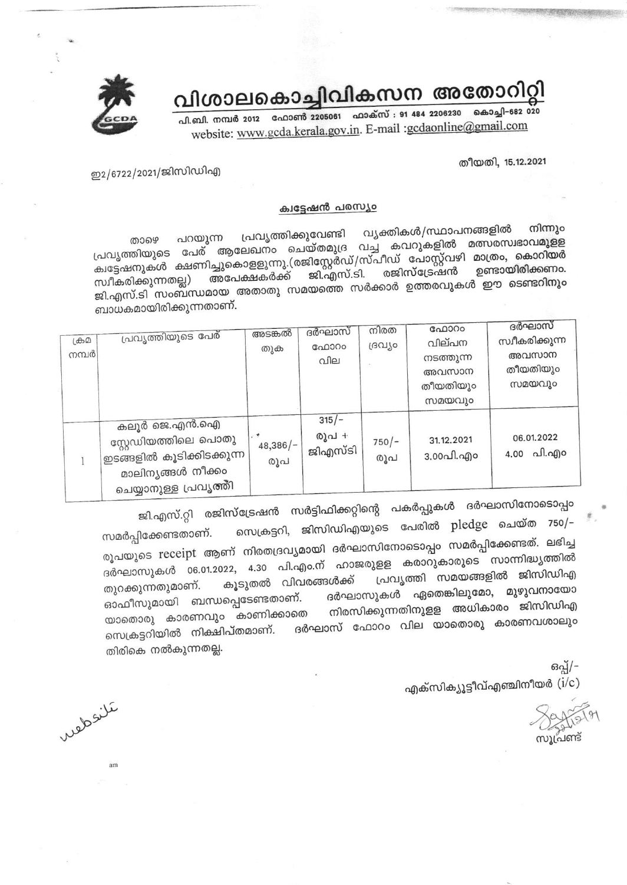# വിശാലകൊച്ചിവികസന അതോറിറ്റി

പി.ബി. നമ്പർ 2012 ഫോൺ 2205061 ഫാക്സ് : 91 484 2206230 കൊച്ചി-682 020

website: www.gcda.kerala.gov.in. E-mail :gcdaonline@gmail.com

ഇ2/6722/2021/ജിസിഡിഎ

തീയതി, 15.12.2021

## ക്വട്ടേഷൻ പരസ്യം

താഴെ പറയുന്ന പ്രവൃത്തിക്കുവേണ്ടി വ്യക്തികൾ/സ്ഥാപനങ്ങളിൽ നിന്നും പ്രവൃത്തിയുടെ പേര് ആലേഖനം ചെയ്തമുദ്ര വച്ച കവറുകളിൽ മത്സരസ്വഭാവമുള്ള ക്വട്ടേഷനുകൾ ക്ഷണിച്ചുകൊള്ളുന്നു.(രജിസ്റ്റേർഡ്/സ്പീഡ് പോസ്റ്റ്വഴി മാത്രം, കൊറിയർ സ്വീകരിക്കുന്നതല്ല) അപേക്ഷകർക്ക് ജി.എസ്.ടി. രജിസ്ട്രേഷൻ ഉണ്ടായിരിക്കണം. ജി.എസ്.ടി സംബന്ധമായ അതാതു സമയത്തെ സർക്കാർ ഉത്തരവുകൾ ഈ ടെണ്ടറിനും ബാധകമായിരിക്കുന്നതാണ്.

| ക്രമ നമ്പർ | പ്രവൃത്തിയുടെ പേര് | അടങ്കൽ തുക | ദർഘാസ് ഫോറം വില | നിരത ദ്രവ്യം | ഫോറം വില്പന നടത്തുന്ന അവസാന തീയതിയും സമയവും | ദർഘാസ് സ്വീകരിക്കുന്ന അവസാന തീയതിയും സമയവും |
|---|---|---|---|---|---|---|
| 1 | കലൂർ ജെ.എൻ.ഐ സ്റ്റേഡിയത്തിലെ പൊതു ഇടങ്ങളിൽ കൂടിക്കിടക്കുന്ന മാലിന്യങ്ങൾ നീക്കം ചെയ്യാനുള്ള പ്രവൃത്തി | 48,386/- രൂപ | 315/- രൂപ + ജിഎസ്ടി | 750/- രൂപ | 31.12.2021 3.00പി.എം | 06.01.2022 4.00 പി.എം |

ജി.എസ്.റ്റി രജിസ്ട്രേഷൻ സർട്ടിഫിക്കറ്റിന്റെ പകർപ്പുകൾ ദർഘാസിനോടൊപ്പം സമർപ്പിക്കേണ്ടതാണ്. സെക്രട്ടറി, ജിസിഡിഎയുടെ പേരിൽ pledge ചെയ്ത 750/- രൂപയുടെ receipt ആണ് നിരതദ്രവ്യമായി ദർഘാസിനോടൊപ്പം സമർപ്പിക്കേണ്ടത്. ലഭിച്ച ദർഘാസുകൾ 06.01.2022, 4.30 പി.എം.ന് ഹാജരുള്ള കരാറുകാരുടെ സാന്നിദ്ധ്യത്തിൽ തുറക്കുന്നതുമാണ്. കൂടുതൽ വിവരങ്ങൾക്ക് പ്രവൃത്തി സമയങ്ങളിൽ ജിസിഡിഎ ഓഫീസുമായി ബന്ധപ്പെടേണ്ടതാണ്. ദർഘാസുകൾ ഏതെങ്കിലുമോ, മുഴുവനായോ യാതൊരു കാരണവും കാണിക്കാതെ നിരസിക്കുന്നതിനുള്ള അധികാരം ജിസിഡിഎ സെക്രട്ടറിയിൽ നിക്ഷിപ്തമാണ്. ദർഘാസ് ഫോറം വില യാതൊരു കാരണവശാലും തിരികെ നൽകുന്നതല്ല.

ഒപ്പ്/-

എക്സിക്യൂട്ടീവ്എഞ്ചിനീയർ (i/c)

സൂപ്രണ്ട്

website